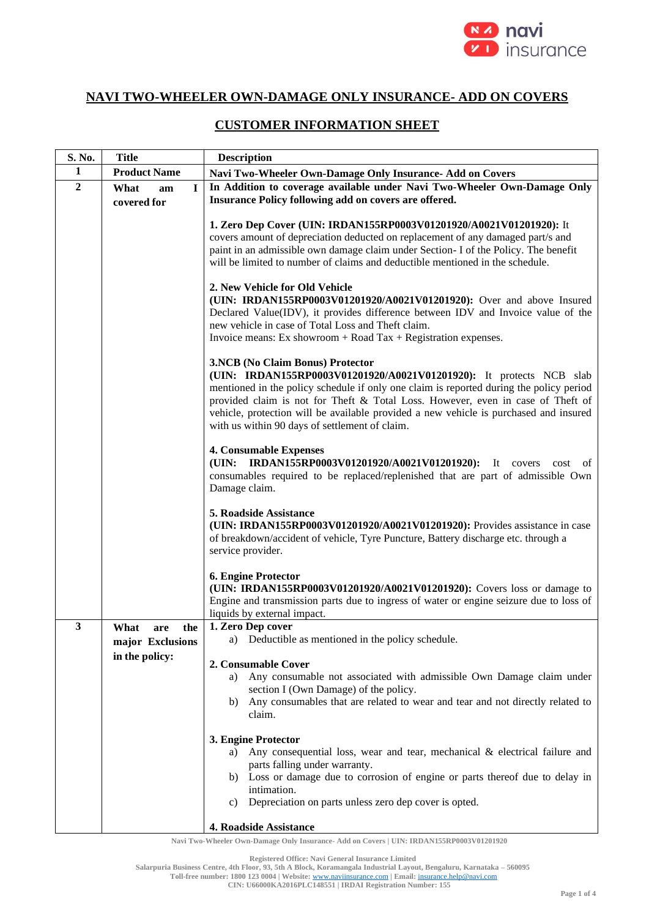# NAVI TWO-WHEELER OWN-DAMAGE ONLY INSURANCE- ADD ON COVERS

## CUSTOMER INFORMATION SHEET

| S. No. | Title | Description |
|---|---|---|
| 1 | **Product Name** | **Navi Two-Wheeler Own-Damage Only Insurance- Add on Covers** |
| 2 | **What am I covered for** | **In Addition to coverage available under Navi Two-Wheeler Own-Damage Only Insurance Policy following add on covers are offered.**<br><br>**1. Zero Dep Cover (UIN: IRDAN155RP0003V01201920/A0021V01201920):** It covers amount of depreciation deducted on replacement of any damaged part/s and paint in an admissible own damage claim under Section- I of the Policy. The benefit will be limited to number of claims and deductible mentioned in the schedule.<br><br>**2. New Vehicle for Old Vehicle (UIN: IRDAN155RP0003V01201920/A0021V01201920):** Over and above Insured Declared Value(IDV), it provides difference between IDV and Invoice value of the new vehicle in case of Total Loss and Theft claim.<br>Invoice means: Ex showroom + Road Tax + Registration expenses.<br><br>**3.NCB (No Claim Bonus) Protector (UIN: IRDAN155RP0003V01201920/A0021V01201920):** It protects NCB slab mentioned in the policy schedule if only one claim is reported during the policy period provided claim is not for Theft & Total Loss. However, even in case of Theft of vehicle, protection will be available provided a new vehicle is purchased and insured with us within 90 days of settlement of claim.<br><br>**4. Consumable Expenses (UIN: IRDAN155RP0003V01201920/A0021V01201920):** It covers cost of consumables required to be replaced/replenished that are part of admissible Own Damage claim.<br><br>**5. Roadside Assistance (UIN: IRDAN155RP0003V01201920/A0021V01201920):** Provides assistance in case of breakdown/accident of vehicle, Tyre Puncture, Battery discharge etc. through a service provider.<br><br>**6. Engine Protector (UIN: IRDAN155RP0003V01201920/A0021V01201920):** Covers loss or damage to Engine and transmission parts due to ingress of water or engine seizure due to loss of liquids by external impact. |
| 3 | **What are the major Exclusions in the policy:** | **1. Zero Dep cover**<br>a) Deductible as mentioned in the policy schedule.<br><br>**2. Consumable Cover**<br>a) Any consumable not associated with admissible Own Damage claim under section I (Own Damage) of the policy.<br>b) Any consumables that are related to wear and tear and not directly related to claim.<br><br>**3. Engine Protector**<br>a) Any consequential loss, wear and tear, mechanical & electrical failure and parts falling under warranty.<br>b) Loss or damage due to corrosion of engine or parts thereof due to delay in intimation.<br>c) Depreciation on parts unless zero dep cover is opted.<br><br>**4. Roadside Assistance** |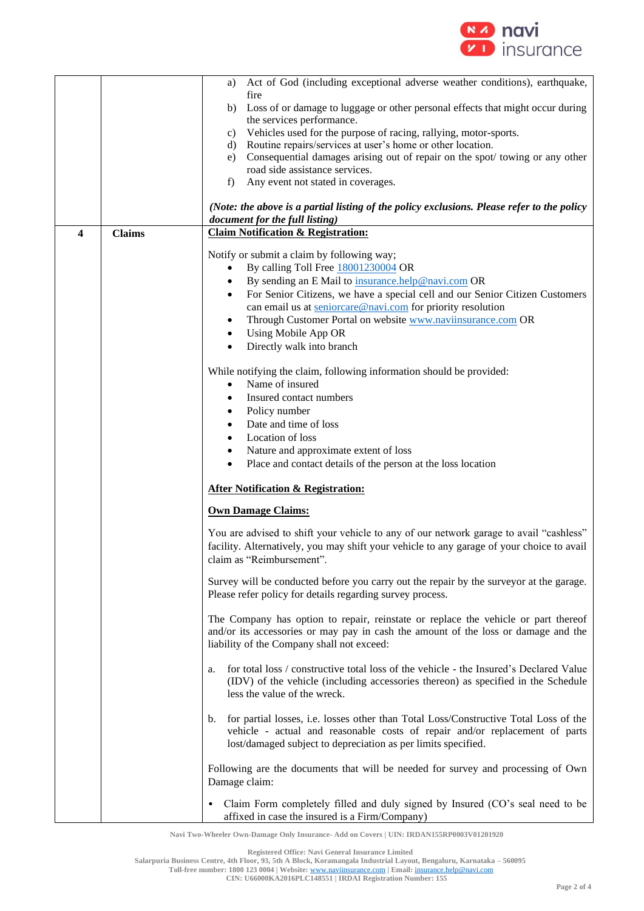| | | |
|---|---|---|
| | | a) Act of God (including exceptional adverse weather conditions), earthquake, fire<br>b) Loss of or damage to luggage or other personal effects that might occur during the services performance.<br>c) Vehicles used for the purpose of racing, rallying, motor-sports.<br>d) Routine repairs/services at user's home or other location.<br>e) Consequential damages arising out of repair on the spot/ towing or any other road side assistance services.<br>f) Any event not stated in coverages.<br><br>***(Note: the above is a partial listing of the policy exclusions. Please refer to the policy document for the full listing)*** |
| **4** | **Claims** | **Claim Notification & Registration:**<br><br>Notify or submit a claim by following way;<br>• By calling Toll Free 18001230004 OR<br>• By sending an E Mail to insurance.help@navi.com OR<br>• For Senior Citizens, we have a special cell and our Senior Citizen Customers can email us at seniorcare@navi.com for priority resolution<br>• Through Customer Portal on website www.naviinsurance.com OR<br>• Using Mobile App OR<br>• Directly walk into branch<br><br>While notifying the claim, following information should be provided:<br>• Name of insured<br>• Insured contact numbers<br>• Policy number<br>• Date and time of loss<br>• Location of loss<br>• Nature and approximate extent of loss<br>• Place and contact details of the person at the loss location<br><br>**After Notification & Registration:**<br><br>**Own Damage Claims:**<br><br>You are advised to shift your vehicle to any of our network garage to avail "cashless" facility. Alternatively, you may shift your vehicle to any garage of your choice to avail claim as "Reimbursement".<br><br>Survey will be conducted before you carry out the repair by the surveyor at the garage. Please refer policy for details regarding survey process.<br><br>The Company has option to repair, reinstate or replace the vehicle or part thereof and/or its accessories or may pay in cash the amount of the loss or damage and the liability of the Company shall not exceed:<br><br>a. for total loss / constructive total loss of the vehicle - the Insured's Declared Value (IDV) of the vehicle (including accessories thereon) as specified in the Schedule less the value of the wreck.<br><br>b. for partial losses, i.e. losses other than Total Loss/Constructive Total Loss of the vehicle - actual and reasonable costs of repair and/or replacement of parts lost/damaged subject to depreciation as per limits specified.<br><br>Following are the documents that will be needed for survey and processing of Own Damage claim:<br><br>• Claim Form completely filled and duly signed by Insured (CO's seal need to be affixed in case the insured is a Firm/Company) |

Navi Two-Wheeler Own-Damage Only Insurance- Add on Covers | UIN: IRDAN155RP0003V01201920

Registered Office: Navi General Insurance Limited
Salarpuria Business Centre, 4th Floor, 93, 5th A Block, Koramangala Industrial Layout, Bengaluru, Karnataka – 560095
Toll-free number: 1800 123 0004 | Website: www.naviinsurance.com | Email: insurance.help@navi.com
CIN: U66000KA2016PLC148551 | IRDAI Registration Number: 155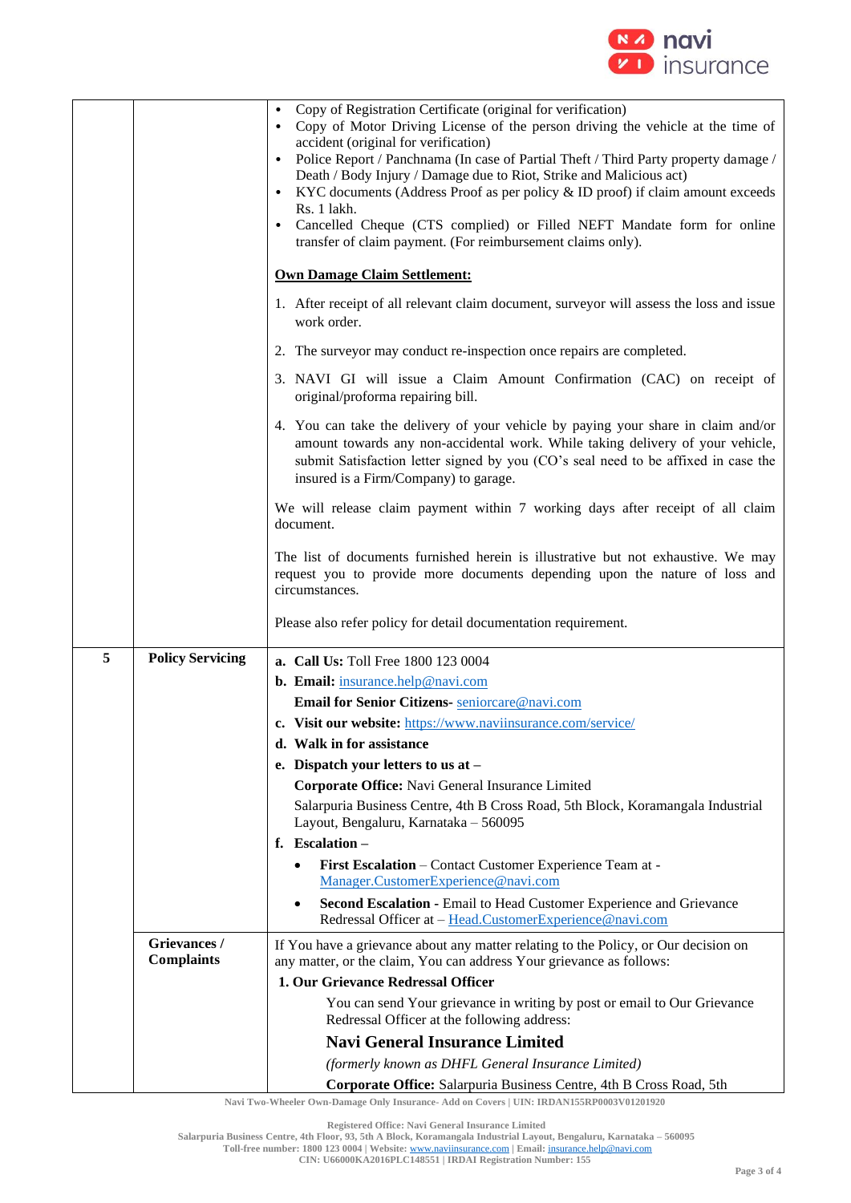| | | |
|---|---|---|
| | | • Copy of Registration Certificate (original for verification)<br>• Copy of Motor Driving License of the person driving the vehicle at the time of accident (original for verification)<br>• Police Report / Panchnama (In case of Partial Theft / Third Party property damage / Death / Body Injury / Damage due to Riot, Strike and Malicious act)<br>• KYC documents (Address Proof as per policy & ID proof) if claim amount exceeds Rs. 1 lakh.<br>• Cancelled Cheque (CTS complied) or Filled NEFT Mandate form for online transfer of claim payment. (For reimbursement claims only).<br><br>**<u>Own Damage Claim Settlement:</u>**<br><br>1. After receipt of all relevant claim document, surveyor will assess the loss and issue work order.<br>2. The surveyor may conduct re-inspection once repairs are completed.<br>3. NAVI GI will issue a Claim Amount Confirmation (CAC) on receipt of original/proforma repairing bill.<br>4. You can take the delivery of your vehicle by paying your share in claim and/or amount towards any non-accidental work. While taking delivery of your vehicle, submit Satisfaction letter signed by you (CO's seal need to be affixed in case the insured is a Firm/Company) to garage.<br><br>We will release claim payment within 7 working days after receipt of all claim document.<br><br>The list of documents furnished herein is illustrative but not exhaustive. We may request you to provide more documents depending upon the nature of loss and circumstances.<br><br>Please also refer policy for detail documentation requirement. |
| 5 | **Policy Servicing** | **a. Call Us:** Toll Free 1800 123 0004<br>**b. Email:** insurance.help@navi.com<br>**Email for Senior Citizens-** seniorcare@navi.com<br>**c. Visit our website:** https://www.naviinsurance.com/service/<br>**d. Walk in for assistance**<br>**e. Dispatch your letters to us at –**<br>**Corporate Office:** Navi General Insurance Limited<br>Salarpuria Business Centre, 4th B Cross Road, 5th Block, Koramangala Industrial Layout, Bengaluru, Karnataka – 560095<br>**f. Escalation –**<br>• **First Escalation** – Contact Customer Experience Team at - Manager.CustomerExperience@navi.com<br>• **Second Escalation** - Email to Head Customer Experience and Grievance Redressal Officer at – Head.CustomerExperience@navi.com |
| | **Grievances / Complaints** | If You have a grievance about any matter relating to the Policy, or Our decision on any matter, or the claim, You can address Your grievance as follows:<br>**1. Our Grievance Redressal Officer**<br>You can send Your grievance in writing by post or email to Our Grievance Redressal Officer at the following address:<br>**Navi General Insurance Limited**<br>*(formerly known as DHFL General Insurance Limited)*<br>**Corporate Office:** Salarpuria Business Centre, 4th B Cross Road, 5th |

Navi Two-Wheeler Own-Damage Only Insurance- Add on Covers | UIN: IRDAN155RP0003V01201920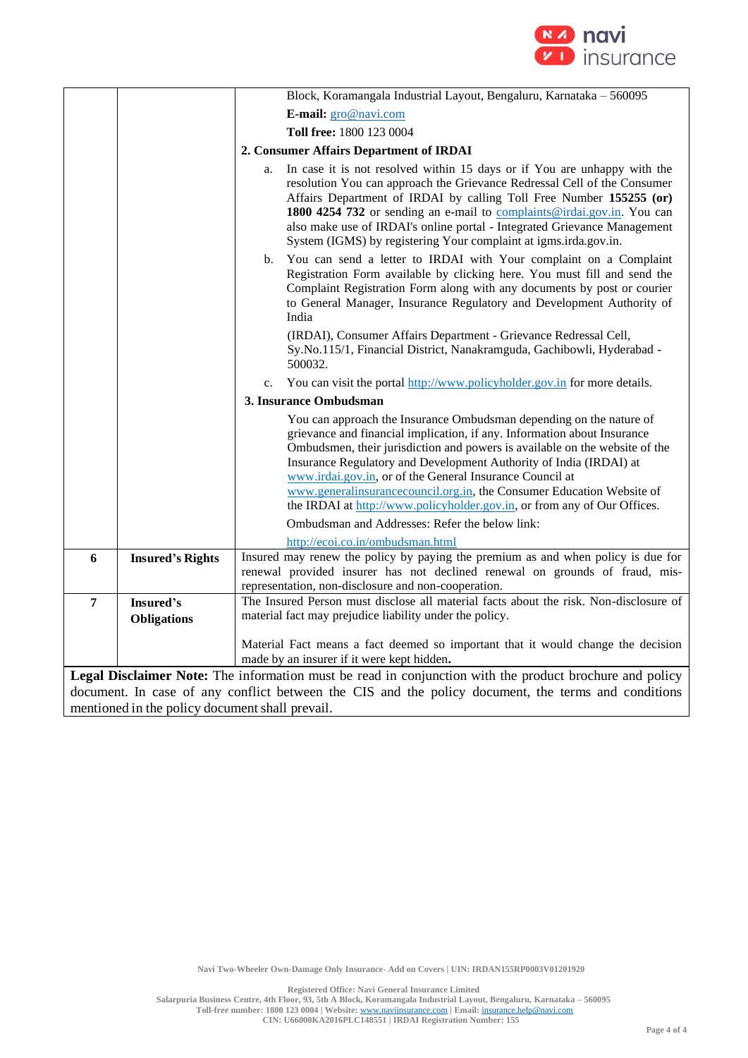| | | |
|---|---|---|
| | | Block, Koramangala Industrial Layout, Bengaluru, Karnataka – 560095<br>**E-mail:** gro@navi.com<br>**Toll free:** 1800 123 0004<br>**2. Consumer Affairs Department of IRDAI**<br>a. In case it is not resolved within 15 days or if You are unhappy with the resolution You can approach the Grievance Redressal Cell of the Consumer Affairs Department of IRDAI by calling Toll Free Number **155255 (or) 1800 4254 732** or sending an e-mail to complaints@irdai.gov.in. You can also make use of IRDAI's online portal - Integrated Grievance Management System (IGMS) by registering Your complaint at igms.irda.gov.in.<br>b. You can send a letter to IRDAI with Your complaint on a Complaint Registration Form available by clicking here. You must fill and send the Complaint Registration Form along with any documents by post or courier to General Manager, Insurance Regulatory and Development Authority of India<br>(IRDAI), Consumer Affairs Department - Grievance Redressal Cell, Sy.No.115/1, Financial District, Nanakramguda, Gachibowli, Hyderabad - 500032.<br>c. You can visit the portal http://www.policyholder.gov.in for more details.<br>**3. Insurance Ombudsman**<br>You can approach the Insurance Ombudsman depending on the nature of grievance and financial implication, if any. Information about Insurance Ombudsmen, their jurisdiction and powers is available on the website of the Insurance Regulatory and Development Authority of India (IRDAI) at www.irdai.gov.in, or of the General Insurance Council at www.generalinsurancecouncil.org.in, the Consumer Education Website of the IRDAI at http://www.policyholder.gov.in, or from any of Our Offices.<br>Ombudsman and Addresses: Refer the below link:<br>http://ecoi.co.in/ombudsman.html |
| **6** | **Insured's Rights** | Insured may renew the policy by paying the premium as and when policy is due for renewal provided insurer has not declined renewal on grounds of fraud, mis-representation, non-disclosure and non-cooperation. |
| **7** | **Insured's Obligations** | The Insured Person must disclose all material facts about the risk. Non-disclosure of material fact may prejudice liability under the policy.<br><br>Material Fact means a fact deemed so important that it would change the decision made by an insurer if it were kept hidden**.** |

**Legal Disclaimer Note:** The information must be read in conjunction with the product brochure and policy document. In case of any conflict between the CIS and the policy document, the terms and conditions mentioned in the policy document shall prevail.

**Navi Two-Wheeler Own-Damage Only Insurance- Add on Covers | UIN: IRDAN155RP0003V01201920**

**Registered Office: Navi General Insurance Limited**
**Salarpuria Business Centre, 4th Floor, 93, 5th A Block, Koramangala Industrial Layout, Bengaluru, Karnataka – 560095**
**Toll-free number: 1800 123 0004 | Website:** www.naviinsurance.com | **Email:** insurance.help@navi.com
**CIN: U66000KA2016PLC148551 | IRDAI Registration Number: 155**